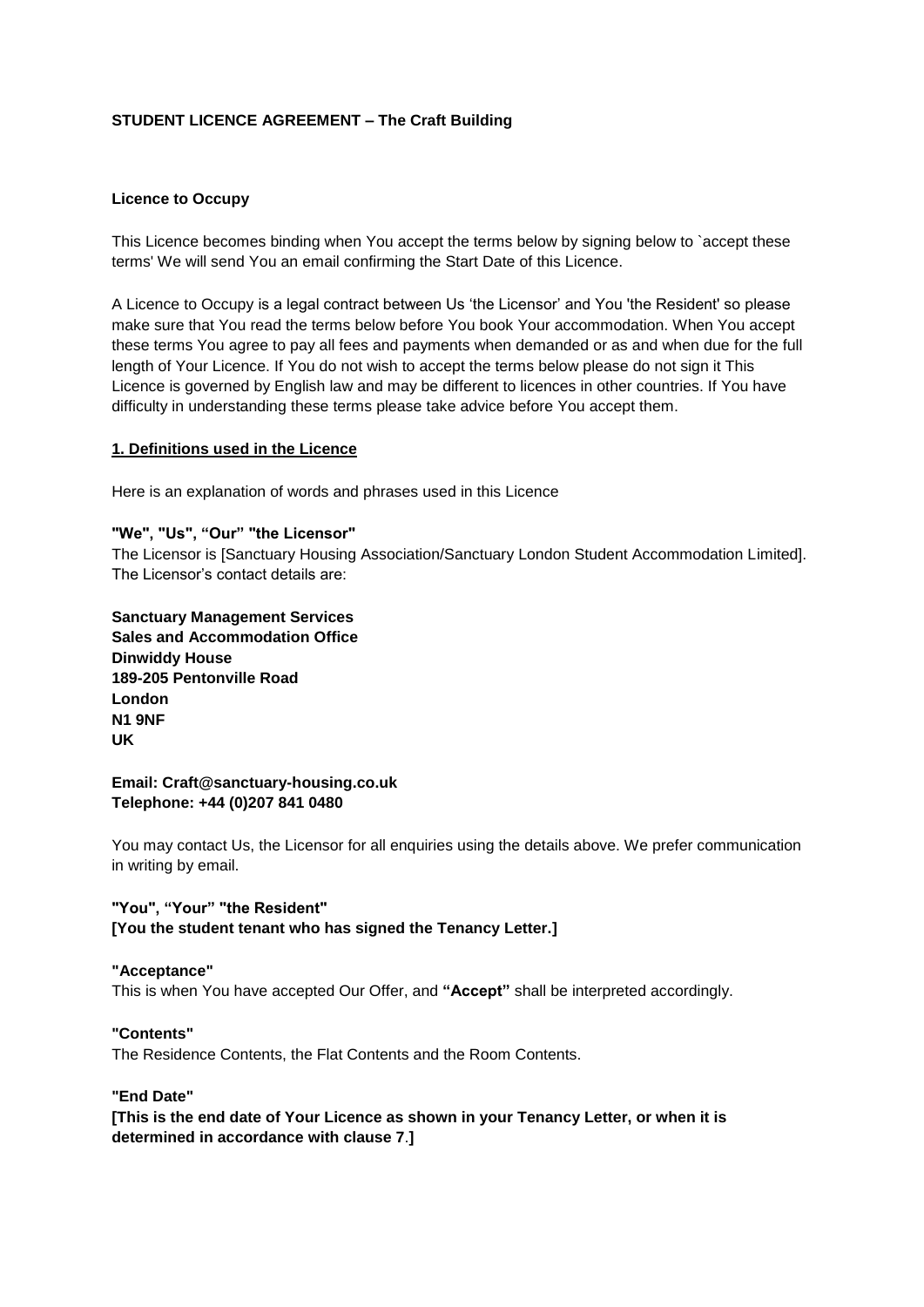**STUDENT LICENCE AGREEMENT – The Craft Building**

**Licence to Occupy**

This Licence becomes binding when You accept the terms below by signing below to `accept these terms' We will send You an email confirming the Start Date of this Licence.

A Licence to Occupy is a legal contract between Us 'the Licensor' and You 'the Resident' so please make sure that You read the terms below before You book Your accommodation. When You accept these terms You agree to pay all fees and payments when demanded or as and when due for the full length of Your Licence. If You do not wish to accept the terms below please do not sign it This Licence is governed by English law and may be different to licences in other countries. If You have difficulty in understanding these terms please take advice before You accept them.

**1. Definitions used in the Licence**

Here is an explanation of words and phrases used in this Licence

**"We", "Us", "Our" "the Licensor"**
The Licensor is [Sanctuary Housing Association/Sanctuary London Student Accommodation Limited]. The Licensor's contact details are:

**Sanctuary Management Services**
**Sales and Accommodation Office**
**Dinwiddy House**
**189-205 Pentonville Road**
**London**
**N1 9NF**
**UK**

**Email: Craft@sanctuary-housing.co.uk**
**Telephone: +44 (0)207 841 0480**

You may contact Us, the Licensor for all enquiries using the details above. We prefer communication in writing by email.

**"You", "Your" "the Resident"**
**[You the student tenant who has signed the Tenancy Letter.]**

**"Acceptance"**
This is when You have accepted Our Offer, and **"Accept"** shall be interpreted accordingly.

**"Contents"**
The Residence Contents, the Flat Contents and the Room Contents.

**"End Date"**
**[This is the end date of Your Licence as shown in your Tenancy Letter, or when it is determined in accordance with clause 7.]**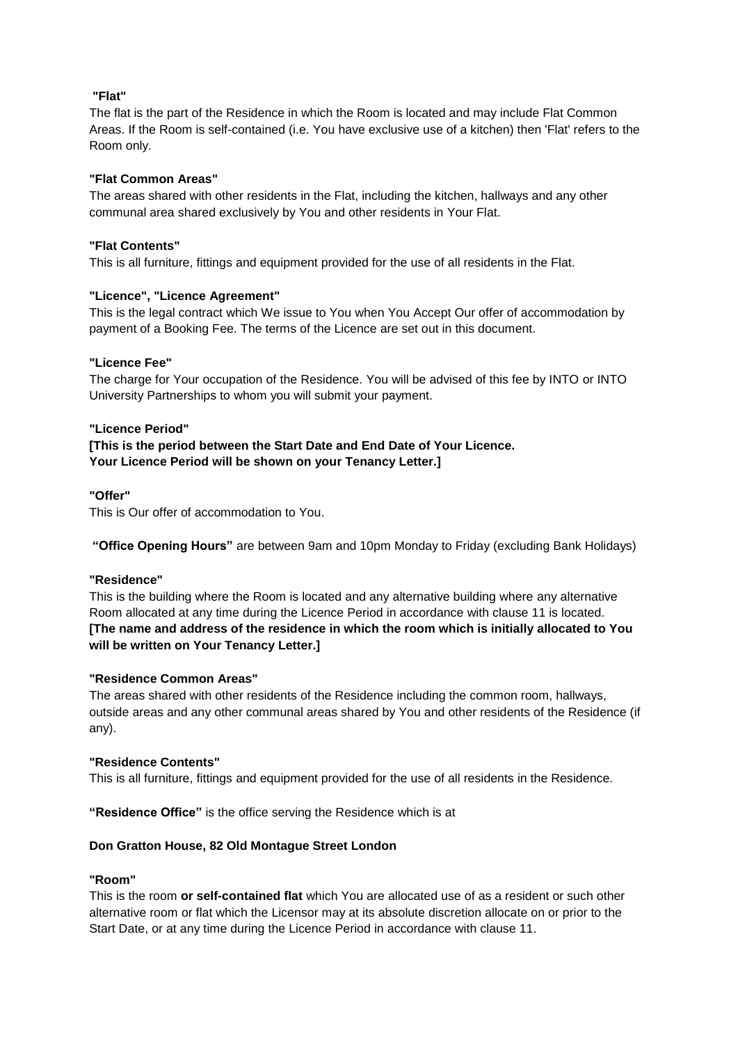**"Flat"**

The flat is the part of the Residence in which the Room is located and may include Flat Common Areas. If the Room is self-contained (i.e. You have exclusive use of a kitchen) then 'Flat' refers to the Room only.

**"Flat Common Areas"**

The areas shared with other residents in the Flat, including the kitchen, hallways and any other communal area shared exclusively by You and other residents in Your Flat.

**"Flat Contents"**

This is all furniture, fittings and equipment provided for the use of all residents in the Flat.

**"Licence", "Licence Agreement"**

This is the legal contract which We issue to You when You Accept Our offer of accommodation by payment of a Booking Fee. The terms of the Licence are set out in this document.

**"Licence Fee"**

The charge for Your occupation of the Residence. You will be advised of this fee by INTO or INTO University Partnerships to whom you will submit your payment.

**"Licence Period"**

**[This is the period between the Start Date and End Date of Your Licence. Your Licence Period will be shown on your Tenancy Letter.]**

**"Offer"**

This is Our offer of accommodation to You.

**"Office Opening Hours"** are between 9am and 10pm Monday to Friday (excluding Bank Holidays)

**"Residence"**

This is the building where the Room is located and any alternative building where any alternative Room allocated at any time during the Licence Period in accordance with clause 11 is located. **[The name and address of the residence in which the room which is initially allocated to You will be written on Your Tenancy Letter.]**

**"Residence Common Areas"**

The areas shared with other residents of the Residence including the common room, hallways, outside areas and any other communal areas shared by You and other residents of the Residence (if any).

**"Residence Contents"**

This is all furniture, fittings and equipment provided for the use of all residents in the Residence.

**"Residence Office"** is the office serving the Residence which is at

**Don Gratton House, 82 Old Montague Street London**

**"Room"**

This is the room **or self-contained flat** which You are allocated use of as a resident or such other alternative room or flat which the Licensor may at its absolute discretion allocate on or prior to the Start Date, or at any time during the Licence Period in accordance with clause 11.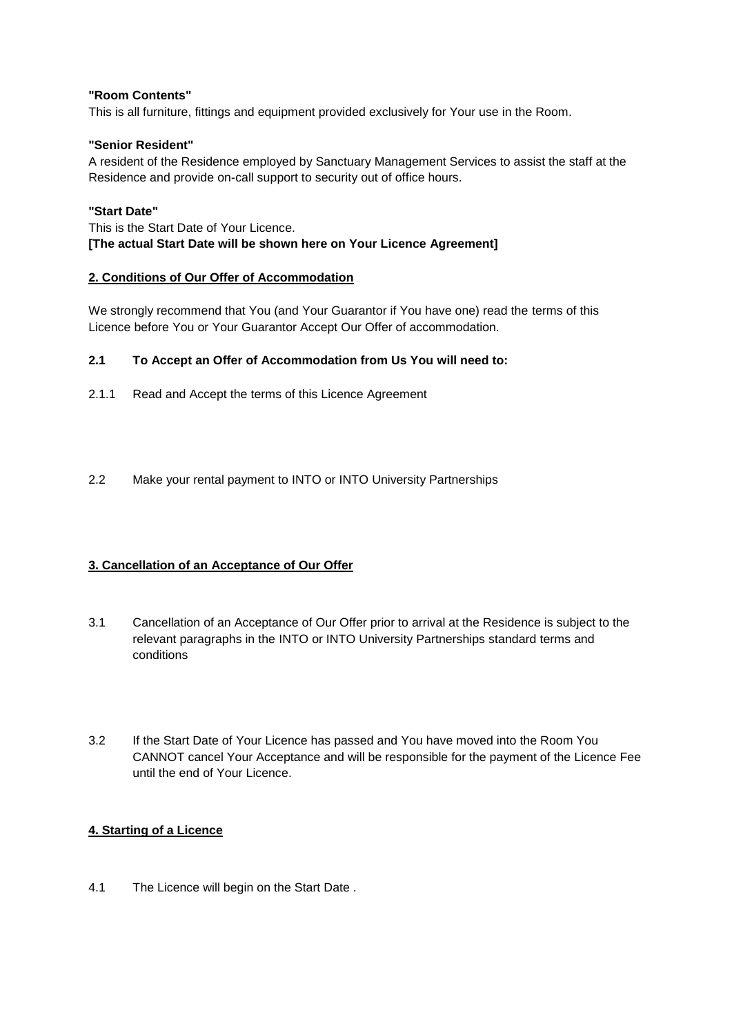**"Room Contents"**

This is all furniture, fittings and equipment provided exclusively for Your use in the Room.

**"Senior Resident"**

A resident of the Residence employed by Sanctuary Management Services to assist the staff at the Residence and provide on-call support to security out of office hours.

**"Start Date"**

This is the Start Date of Your Licence.

**[The actual Start Date will be shown here on Your Licence Agreement]**

## 2. Conditions of Our Offer of Accommodation

We strongly recommend that You (and Your Guarantor if You have one) read the terms of this Licence before You or Your Guarantor Accept Our Offer of accommodation.

**2.1 To Accept an Offer of Accommodation from Us You will need to:**

2.1.1 Read and Accept the terms of this Licence Agreement

2.2 Make your rental payment to INTO or INTO University Partnerships

## 3. Cancellation of an Acceptance of Our Offer

3.1 Cancellation of an Acceptance of Our Offer prior to arrival at the Residence is subject to the relevant paragraphs in the INTO or INTO University Partnerships standard terms and conditions

3.2 If the Start Date of Your Licence has passed and You have moved into the Room You CANNOT cancel Your Acceptance and will be responsible for the payment of the Licence Fee until the end of Your Licence.

## 4. Starting of a Licence

4.1 The Licence will begin on the Start Date .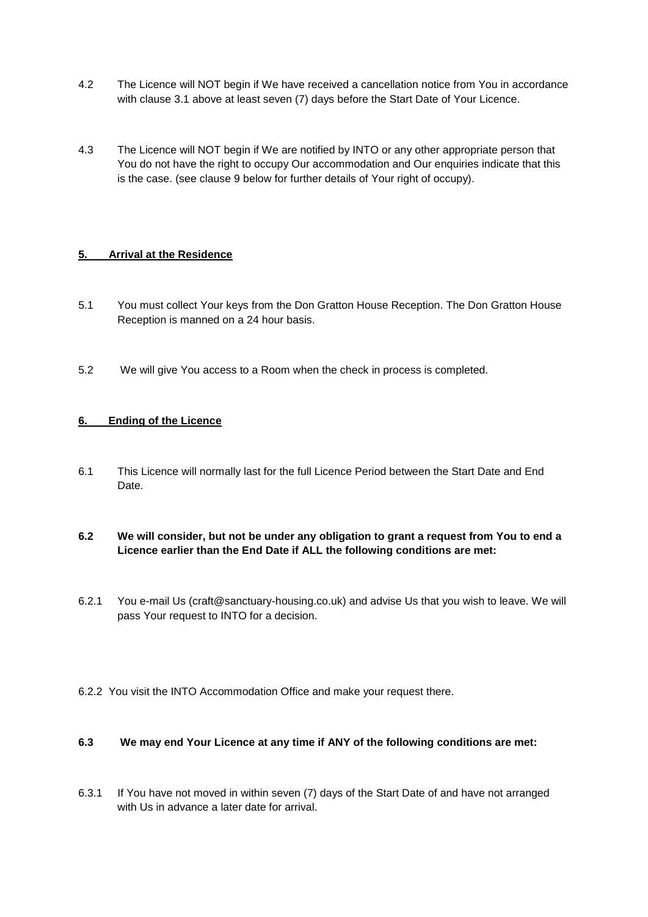4.2 The Licence will NOT begin if We have received a cancellation notice from You in accordance with clause 3.1 above at least seven (7) days before the Start Date of Your Licence.

4.3 The Licence will NOT begin if We are notified by INTO or any other appropriate person that You do not have the right to occupy Our accommodation and Our enquiries indicate that this is the case. (see clause 9 below for further details of Your right of occupy).

## 5. Arrival at the Residence

5.1 You must collect Your keys from the Don Gratton House Reception. The Don Gratton House Reception is manned on a 24 hour basis.

5.2 We will give You access to a Room when the check in process is completed.

## 6. Ending of the Licence

6.1 This Licence will normally last for the full Licence Period between the Start Date and End Date.

**6.2 We will consider, but not be under any obligation to grant a request from You to end a Licence earlier than the End Date if ALL the following conditions are met:**

6.2.1 You e-mail Us (craft@sanctuary-housing.co.uk) and advise Us that you wish to leave. We will pass Your request to INTO for a decision.

6.2.2 You visit the INTO Accommodation Office and make your request there.

**6.3 We may end Your Licence at any time if ANY of the following conditions are met:**

6.3.1 If You have not moved in within seven (7) days of the Start Date of and have not arranged with Us in advance a later date for arrival.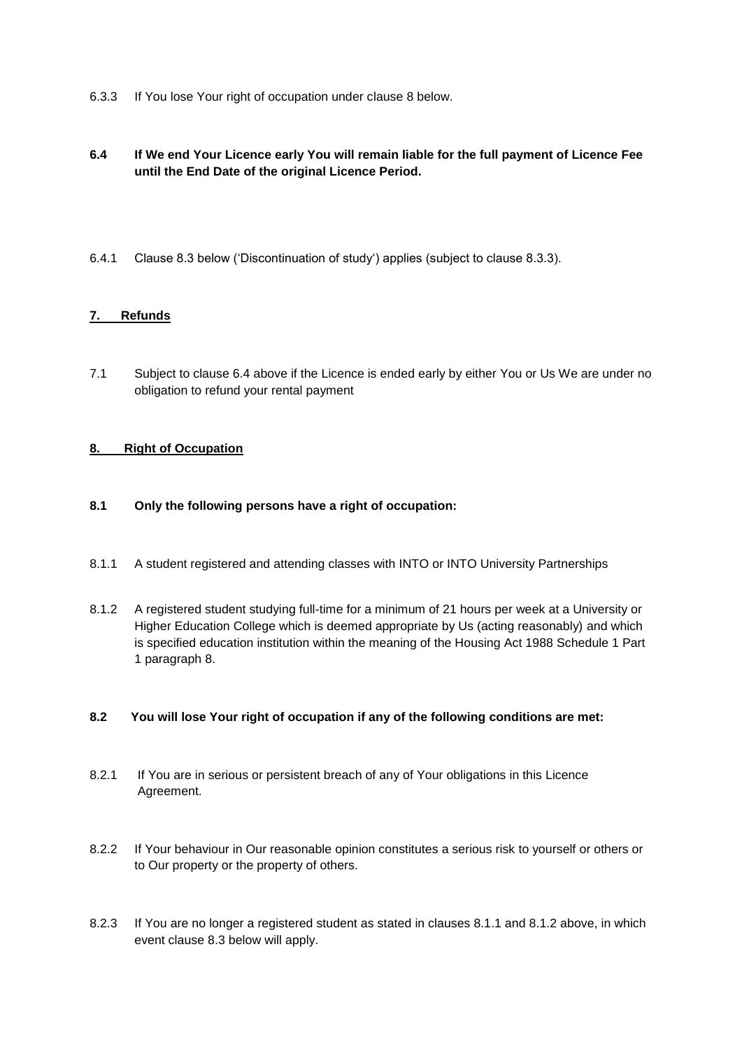6.3.3 If You lose Your right of occupation under clause 8 below.

**6.4 If We end Your Licence early You will remain liable for the full payment of Licence Fee until the End Date of the original Licence Period.**

6.4.1 Clause 8.3 below ('Discontinuation of study') applies (subject to clause 8.3.3).

## **7. Refunds**

7.1 Subject to clause 6.4 above if the Licence is ended early by either You or Us We are under no obligation to refund your rental payment

## **8. Right of Occupation**

**8.1 Only the following persons have a right of occupation:**

8.1.1 A student registered and attending classes with INTO or INTO University Partnerships

8.1.2 A registered student studying full-time for a minimum of 21 hours per week at a University or Higher Education College which is deemed appropriate by Us (acting reasonably) and which is specified education institution within the meaning of the Housing Act 1988 Schedule 1 Part 1 paragraph 8.

**8.2 You will lose Your right of occupation if any of the following conditions are met:**

8.2.1 If You are in serious or persistent breach of any of Your obligations in this Licence Agreement.

8.2.2 If Your behaviour in Our reasonable opinion constitutes a serious risk to yourself or others or to Our property or the property of others.

8.2.3 If You are no longer a registered student as stated in clauses 8.1.1 and 8.1.2 above, in which event clause 8.3 below will apply.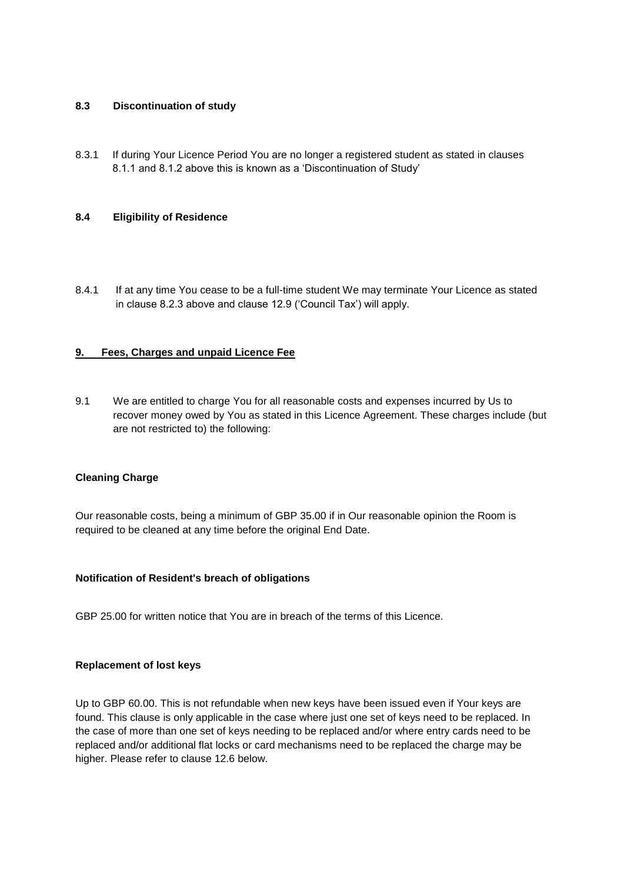**8.3 Discontinuation of study**

8.3.1 If during Your Licence Period You are no longer a registered student as stated in clauses 8.1.1 and 8.1.2 above this is known as a 'Discontinuation of Study'

**8.4 Eligibility of Residence**

8.4.1 If at any time You cease to be a full-time student We may terminate Your Licence as stated in clause 8.2.3 above and clause 12.9 ('Council Tax') will apply.

## 9. Fees, Charges and unpaid Licence Fee

9.1 We are entitled to charge You for all reasonable costs and expenses incurred by Us to recover money owed by You as stated in this Licence Agreement. These charges include (but are not restricted to) the following:

**Cleaning Charge**

Our reasonable costs, being a minimum of GBP 35.00 if in Our reasonable opinion the Room is required to be cleaned at any time before the original End Date.

**Notification of Resident's breach of obligations**

GBP 25.00 for written notice that You are in breach of the terms of this Licence.

**Replacement of lost keys**

Up to GBP 60.00. This is not refundable when new keys have been issued even if Your keys are found. This clause is only applicable in the case where just one set of keys need to be replaced. In the case of more than one set of keys needing to be replaced and/or where entry cards need to be replaced and/or additional flat locks or card mechanisms need to be replaced the charge may be higher. Please refer to clause 12.6 below.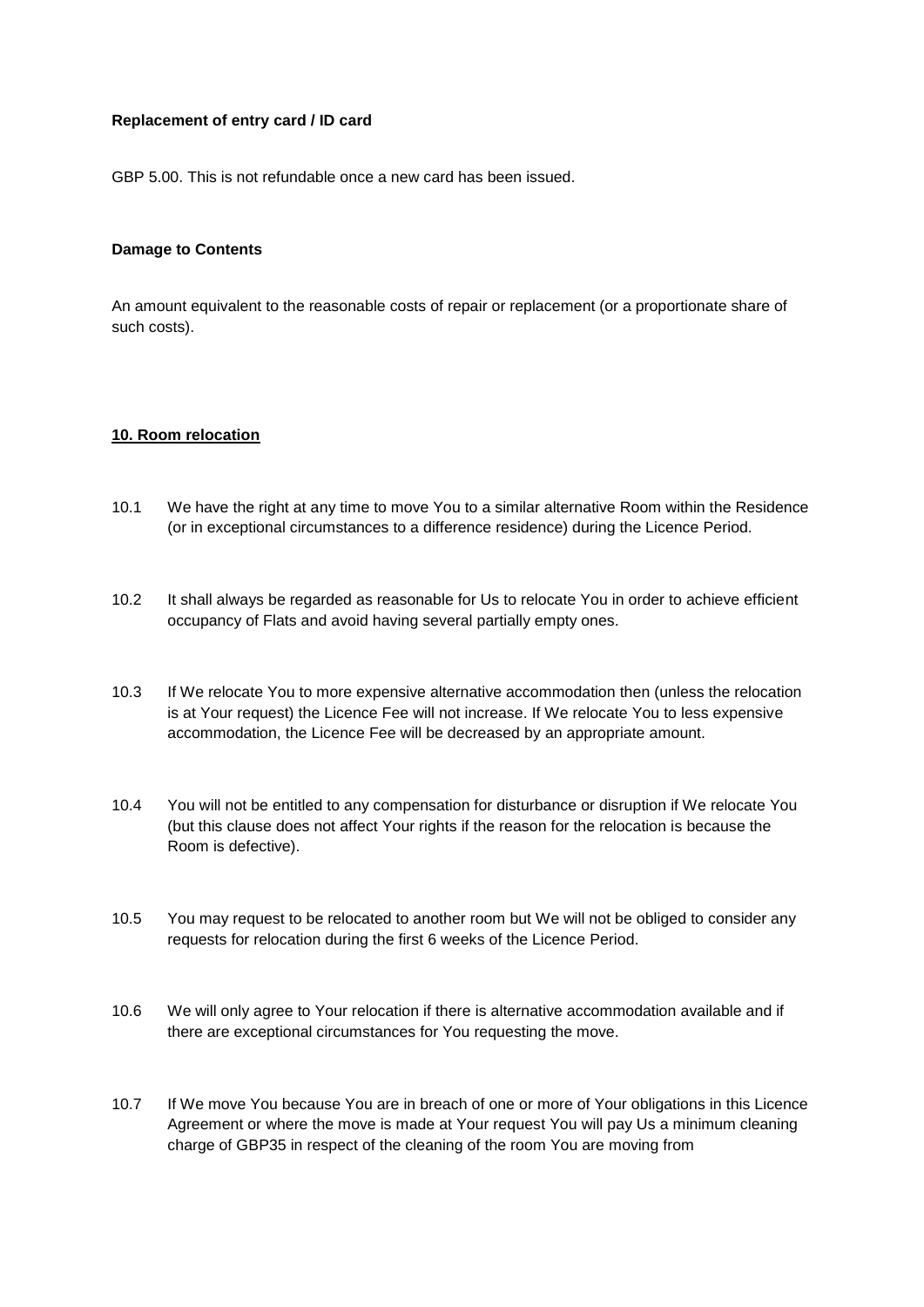**Replacement of entry card / ID card**

GBP 5.00. This is not refundable once a new card has been issued.

**Damage to Contents**

An amount equivalent to the reasonable costs of repair or replacement (or a proportionate share of such costs).

## 10. Room relocation

10.1 We have the right at any time to move You to a similar alternative Room within the Residence (or in exceptional circumstances to a difference residence) during the Licence Period.

10.2 It shall always be regarded as reasonable for Us to relocate You in order to achieve efficient occupancy of Flats and avoid having several partially empty ones.

10.3 If We relocate You to more expensive alternative accommodation then (unless the relocation is at Your request) the Licence Fee will not increase. If We relocate You to less expensive accommodation, the Licence Fee will be decreased by an appropriate amount.

10.4 You will not be entitled to any compensation for disturbance or disruption if We relocate You (but this clause does not affect Your rights if the reason for the relocation is because the Room is defective).

10.5 You may request to be relocated to another room but We will not be obliged to consider any requests for relocation during the first 6 weeks of the Licence Period.

10.6 We will only agree to Your relocation if there is alternative accommodation available and if there are exceptional circumstances for You requesting the move.

10.7 If We move You because You are in breach of one or more of Your obligations in this Licence Agreement or where the move is made at Your request You will pay Us a minimum cleaning charge of GBP35 in respect of the cleaning of the room You are moving from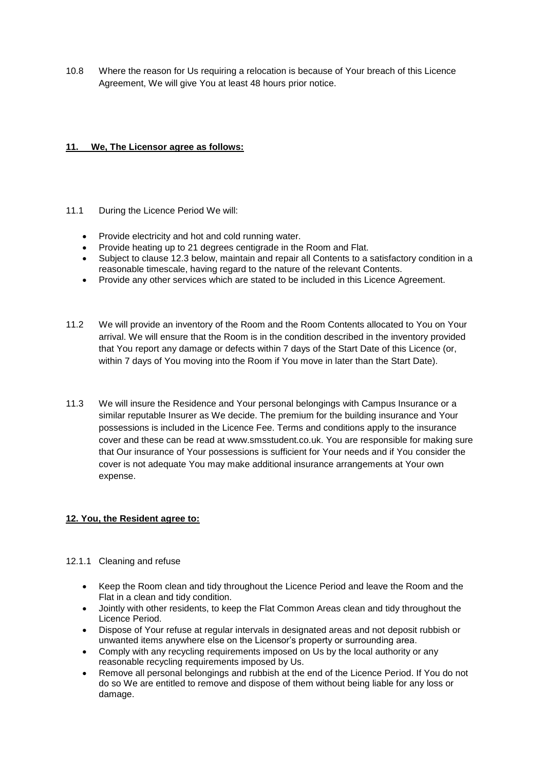10.8 Where the reason for Us requiring a relocation is because of Your breach of this Licence Agreement, We will give You at least 48 hours prior notice.

## 11. We, The Licensor agree as follows:

11.1 During the Licence Period We will:

- Provide electricity and hot and cold running water.
- Provide heating up to 21 degrees centigrade in the Room and Flat.
- Subject to clause 12.3 below, maintain and repair all Contents to a satisfactory condition in a reasonable timescale, having regard to the nature of the relevant Contents.
- Provide any other services which are stated to be included in this Licence Agreement.

11.2 We will provide an inventory of the Room and the Room Contents allocated to You on Your arrival. We will ensure that the Room is in the condition described in the inventory provided that You report any damage or defects within 7 days of the Start Date of this Licence (or, within 7 days of You moving into the Room if You move in later than the Start Date).

11.3 We will insure the Residence and Your personal belongings with Campus Insurance or a similar reputable Insurer as We decide. The premium for the building insurance and Your possessions is included in the Licence Fee. Terms and conditions apply to the insurance cover and these can be read at www.smsstudent.co.uk. You are responsible for making sure that Our insurance of Your possessions is sufficient for Your needs and if You consider the cover is not adequate You may make additional insurance arrangements at Your own expense.

## 12. You, the Resident agree to:

12.1.1 Cleaning and refuse

- Keep the Room clean and tidy throughout the Licence Period and leave the Room and the Flat in a clean and tidy condition.
- Jointly with other residents, to keep the Flat Common Areas clean and tidy throughout the Licence Period.
- Dispose of Your refuse at regular intervals in designated areas and not deposit rubbish or unwanted items anywhere else on the Licensor's property or surrounding area.
- Comply with any recycling requirements imposed on Us by the local authority or any reasonable recycling requirements imposed by Us.
- Remove all personal belongings and rubbish at the end of the Licence Period. If You do not do so We are entitled to remove and dispose of them without being liable for any loss or damage.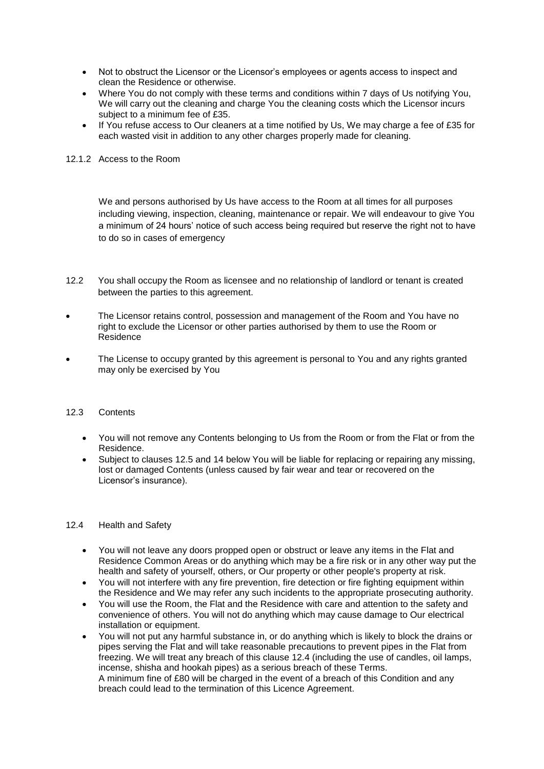- Not to obstruct the Licensor or the Licensor's employees or agents access to inspect and clean the Residence or otherwise.
- Where You do not comply with these terms and conditions within 7 days of Us notifying You, We will carry out the cleaning and charge You the cleaning costs which the Licensor incurs subject to a minimum fee of £35.
- If You refuse access to Our cleaners at a time notified by Us, We may charge a fee of £35 for each wasted visit in addition to any other charges properly made for cleaning.

12.1.2 Access to the Room

We and persons authorised by Us have access to the Room at all times for all purposes including viewing, inspection, cleaning, maintenance or repair. We will endeavour to give You a minimum of 24 hours' notice of such access being required but reserve the right not to have to do so in cases of emergency

12.2 You shall occupy the Room as licensee and no relationship of landlord or tenant is created between the parties to this agreement.

- The Licensor retains control, possession and management of the Room and You have no right to exclude the Licensor or other parties authorised by them to use the Room or Residence
- The License to occupy granted by this agreement is personal to You and any rights granted may only be exercised by You

12.3 Contents

- You will not remove any Contents belonging to Us from the Room or from the Flat or from the Residence.
- Subject to clauses 12.5 and 14 below You will be liable for replacing or repairing any missing, lost or damaged Contents (unless caused by fair wear and tear or recovered on the Licensor's insurance).

12.4 Health and Safety

- You will not leave any doors propped open or obstruct or leave any items in the Flat and Residence Common Areas or do anything which may be a fire risk or in any other way put the health and safety of yourself, others, or Our property or other people's property at risk.
- You will not interfere with any fire prevention, fire detection or fire fighting equipment within the Residence and We may refer any such incidents to the appropriate prosecuting authority.
- You will use the Room, the Flat and the Residence with care and attention to the safety and convenience of others. You will not do anything which may cause damage to Our electrical installation or equipment.
- You will not put any harmful substance in, or do anything which is likely to block the drains or pipes serving the Flat and will take reasonable precautions to prevent pipes in the Flat from freezing. We will treat any breach of this clause 12.4 (including the use of candles, oil lamps, incense, shisha and hookah pipes) as a serious breach of these Terms.
  A minimum fine of £80 will be charged in the event of a breach of this Condition and any breach could lead to the termination of this Licence Agreement.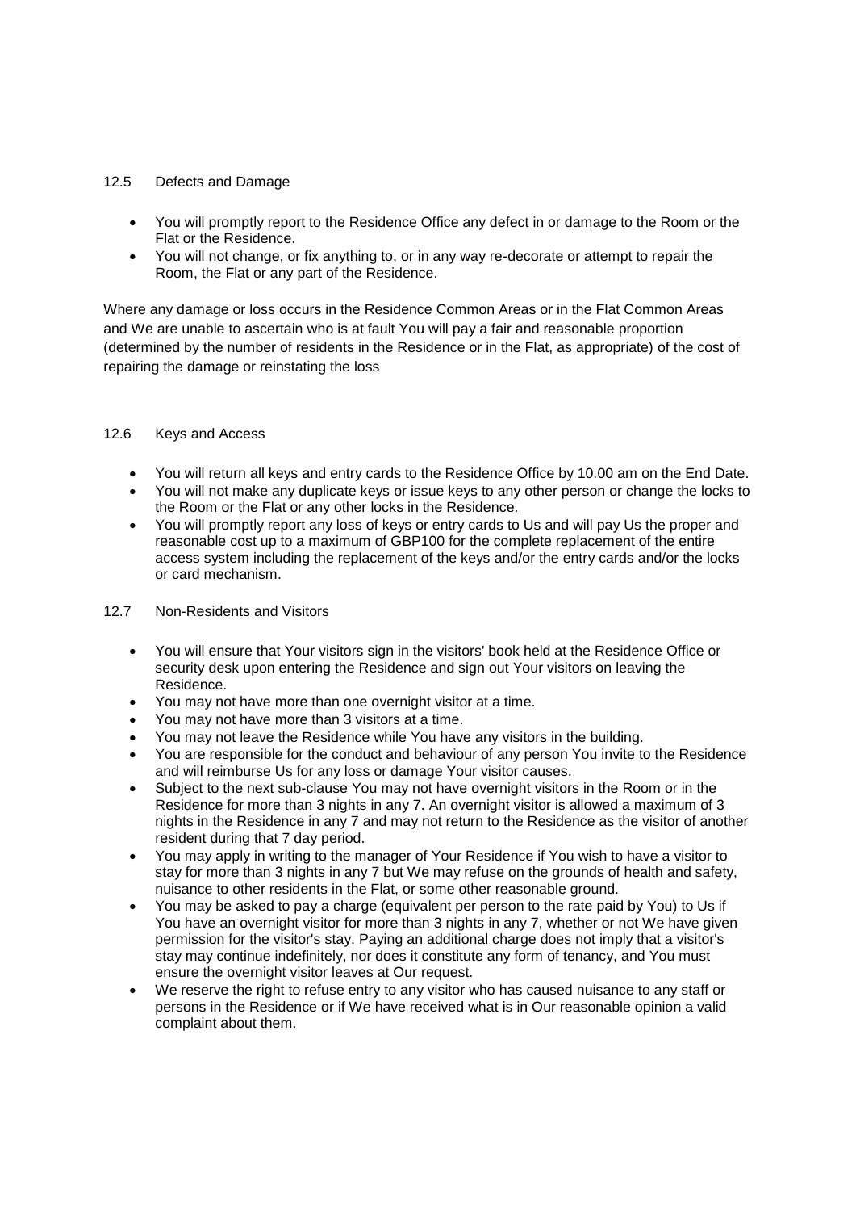### 12.5 Defects and Damage

- You will promptly report to the Residence Office any defect in or damage to the Room or the Flat or the Residence.
- You will not change, or fix anything to, or in any way re-decorate or attempt to repair the Room, the Flat or any part of the Residence.

Where any damage or loss occurs in the Residence Common Areas or in the Flat Common Areas and We are unable to ascertain who is at fault You will pay a fair and reasonable proportion (determined by the number of residents in the Residence or in the Flat, as appropriate) of the cost of repairing the damage or reinstating the loss

### 12.6 Keys and Access

- You will return all keys and entry cards to the Residence Office by 10.00 am on the End Date.
- You will not make any duplicate keys or issue keys to any other person or change the locks to the Room or the Flat or any other locks in the Residence.
- You will promptly report any loss of keys or entry cards to Us and will pay Us the proper and reasonable cost up to a maximum of GBP100 for the complete replacement of the entire access system including the replacement of the keys and/or the entry cards and/or the locks or card mechanism.

### 12.7 Non-Residents and Visitors

- You will ensure that Your visitors sign in the visitors' book held at the Residence Office or security desk upon entering the Residence and sign out Your visitors on leaving the Residence.
- You may not have more than one overnight visitor at a time.
- You may not have more than 3 visitors at a time.
- You may not leave the Residence while You have any visitors in the building.
- You are responsible for the conduct and behaviour of any person You invite to the Residence and will reimburse Us for any loss or damage Your visitor causes.
- Subject to the next sub-clause You may not have overnight visitors in the Room or in the Residence for more than 3 nights in any 7. An overnight visitor is allowed a maximum of 3 nights in the Residence in any 7 and may not return to the Residence as the visitor of another resident during that 7 day period.
- You may apply in writing to the manager of Your Residence if You wish to have a visitor to stay for more than 3 nights in any 7 but We may refuse on the grounds of health and safety, nuisance to other residents in the Flat, or some other reasonable ground.
- You may be asked to pay a charge (equivalent per person to the rate paid by You) to Us if You have an overnight visitor for more than 3 nights in any 7, whether or not We have given permission for the visitor's stay. Paying an additional charge does not imply that a visitor's stay may continue indefinitely, nor does it constitute any form of tenancy, and You must ensure the overnight visitor leaves at Our request.
- We reserve the right to refuse entry to any visitor who has caused nuisance to any staff or persons in the Residence or if We have received what is in Our reasonable opinion a valid complaint about them.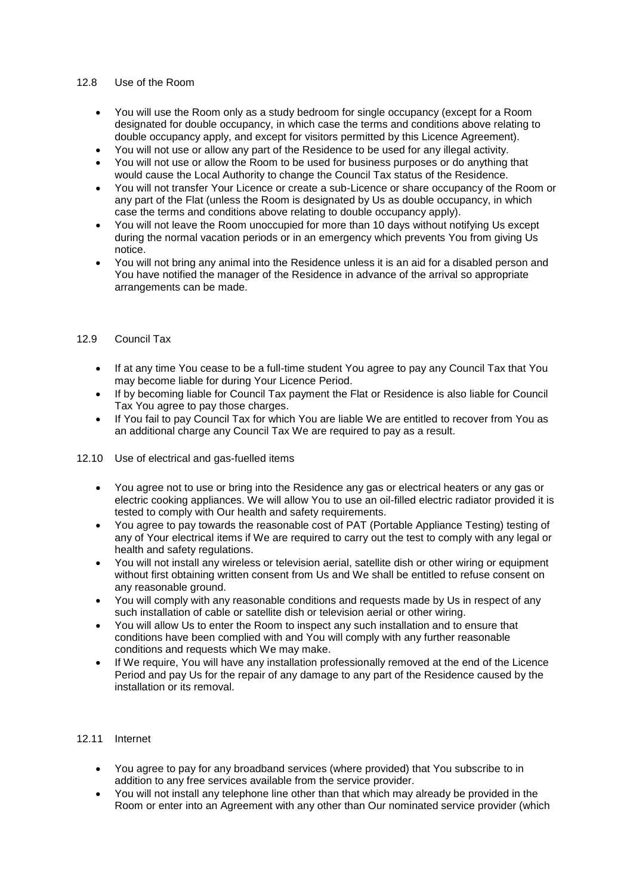12.8 Use of the Room

- You will use the Room only as a study bedroom for single occupancy (except for a Room designated for double occupancy, in which case the terms and conditions above relating to double occupancy apply, and except for visitors permitted by this Licence Agreement).
- You will not use or allow any part of the Residence to be used for any illegal activity.
- You will not use or allow the Room to be used for business purposes or do anything that would cause the Local Authority to change the Council Tax status of the Residence.
- You will not transfer Your Licence or create a sub-Licence or share occupancy of the Room or any part of the Flat (unless the Room is designated by Us as double occupancy, in which case the terms and conditions above relating to double occupancy apply).
- You will not leave the Room unoccupied for more than 10 days without notifying Us except during the normal vacation periods or in an emergency which prevents You from giving Us notice.
- You will not bring any animal into the Residence unless it is an aid for a disabled person and You have notified the manager of the Residence in advance of the arrival so appropriate arrangements can be made.

12.9 Council Tax

- If at any time You cease to be a full-time student You agree to pay any Council Tax that You may become liable for during Your Licence Period.
- If by becoming liable for Council Tax payment the Flat or Residence is also liable for Council Tax You agree to pay those charges.
- If You fail to pay Council Tax for which You are liable We are entitled to recover from You as an additional charge any Council Tax We are required to pay as a result.

12.10 Use of electrical and gas-fuelled items

- You agree not to use or bring into the Residence any gas or electrical heaters or any gas or electric cooking appliances. We will allow You to use an oil-filled electric radiator provided it is tested to comply with Our health and safety requirements.
- You agree to pay towards the reasonable cost of PAT (Portable Appliance Testing) testing of any of Your electrical items if We are required to carry out the test to comply with any legal or health and safety regulations.
- You will not install any wireless or television aerial, satellite dish or other wiring or equipment without first obtaining written consent from Us and We shall be entitled to refuse consent on any reasonable ground.
- You will comply with any reasonable conditions and requests made by Us in respect of any such installation of cable or satellite dish or television aerial or other wiring.
- You will allow Us to enter the Room to inspect any such installation and to ensure that conditions have been complied with and You will comply with any further reasonable conditions and requests which We may make.
- If We require, You will have any installation professionally removed at the end of the Licence Period and pay Us for the repair of any damage to any part of the Residence caused by the installation or its removal.

12.11 Internet

- You agree to pay for any broadband services (where provided) that You subscribe to in addition to any free services available from the service provider.
- You will not install any telephone line other than that which may already be provided in the Room or enter into an Agreement with any other than Our nominated service provider (which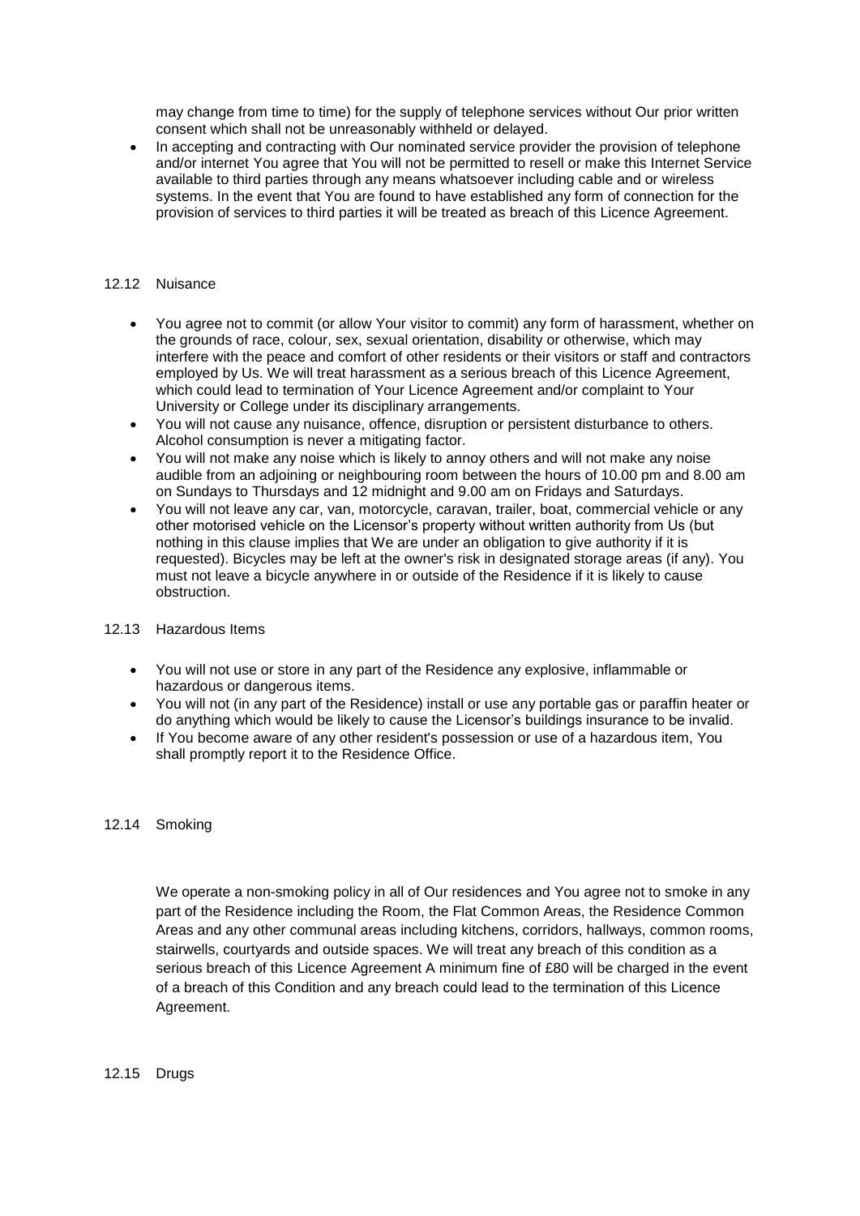may change from time to time) for the supply of telephone services without Our prior written consent which shall not be unreasonably withheld or delayed.

- In accepting and contracting with Our nominated service provider the provision of telephone and/or internet You agree that You will not be permitted to resell or make this Internet Service available to third parties through any means whatsoever including cable and or wireless systems. In the event that You are found to have established any form of connection for the provision of services to third parties it will be treated as breach of this Licence Agreement.

12.12 Nuisance

- You agree not to commit (or allow Your visitor to commit) any form of harassment, whether on the grounds of race, colour, sex, sexual orientation, disability or otherwise, which may interfere with the peace and comfort of other residents or their visitors or staff and contractors employed by Us. We will treat harassment as a serious breach of this Licence Agreement, which could lead to termination of Your Licence Agreement and/or complaint to Your University or College under its disciplinary arrangements.
- You will not cause any nuisance, offence, disruption or persistent disturbance to others. Alcohol consumption is never a mitigating factor.
- You will not make any noise which is likely to annoy others and will not make any noise audible from an adjoining or neighbouring room between the hours of 10.00 pm and 8.00 am on Sundays to Thursdays and 12 midnight and 9.00 am on Fridays and Saturdays.
- You will not leave any car, van, motorcycle, caravan, trailer, boat, commercial vehicle or any other motorised vehicle on the Licensor's property without written authority from Us (but nothing in this clause implies that We are under an obligation to give authority if it is requested). Bicycles may be left at the owner's risk in designated storage areas (if any). You must not leave a bicycle anywhere in or outside of the Residence if it is likely to cause obstruction.

12.13 Hazardous Items

- You will not use or store in any part of the Residence any explosive, inflammable or hazardous or dangerous items.
- You will not (in any part of the Residence) install or use any portable gas or paraffin heater or do anything which would be likely to cause the Licensor's buildings insurance to be invalid.
- If You become aware of any other resident's possession or use of a hazardous item, You shall promptly report it to the Residence Office.

12.14 Smoking

We operate a non-smoking policy in all of Our residences and You agree not to smoke in any part of the Residence including the Room, the Flat Common Areas, the Residence Common Areas and any other communal areas including kitchens, corridors, hallways, common rooms, stairwells, courtyards and outside spaces. We will treat any breach of this condition as a serious breach of this Licence Agreement A minimum fine of £80 will be charged in the event of a breach of this Condition and any breach could lead to the termination of this Licence Agreement.

12.15 Drugs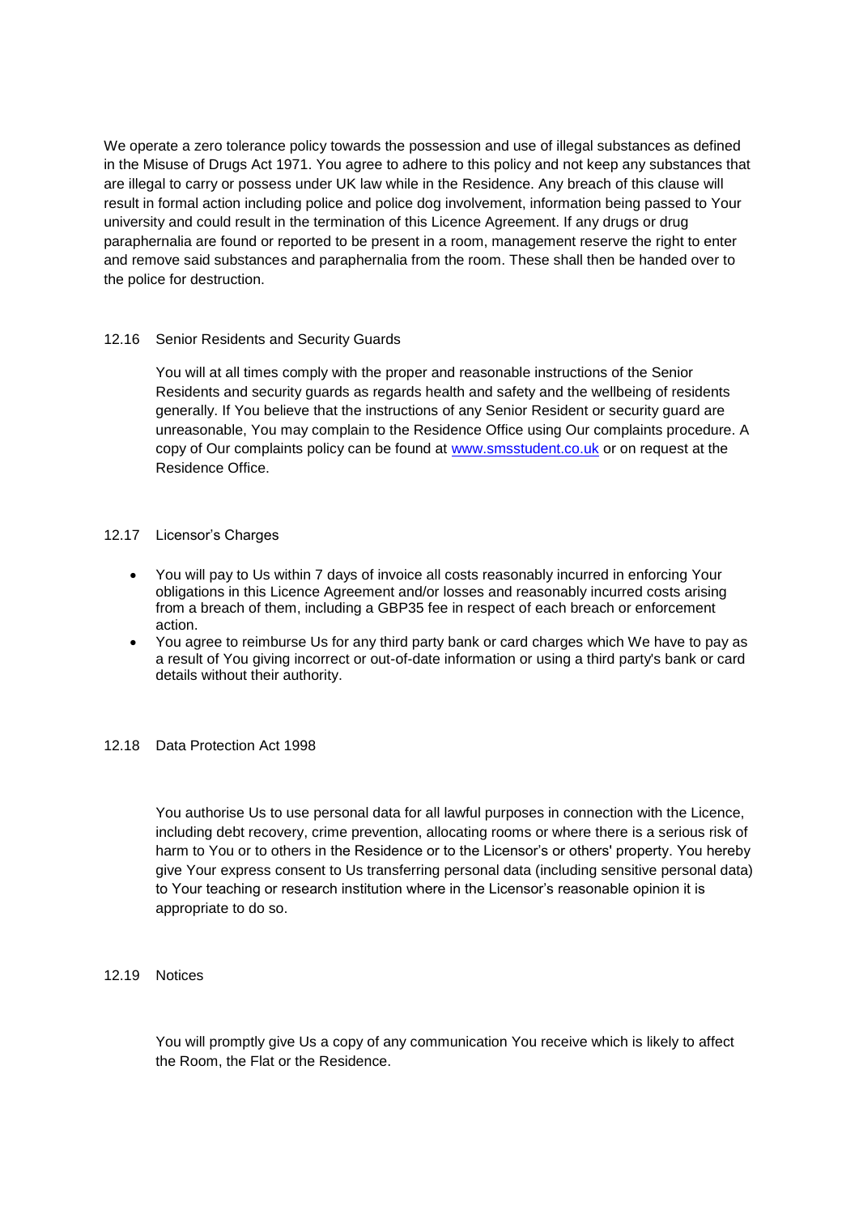We operate a zero tolerance policy towards the possession and use of illegal substances as defined in the Misuse of Drugs Act 1971. You agree to adhere to this policy and not keep any substances that are illegal to carry or possess under UK law while in the Residence. Any breach of this clause will result in formal action including police and police dog involvement, information being passed to Your university and could result in the termination of this Licence Agreement. If any drugs or drug paraphernalia are found or reported to be present in a room, management reserve the right to enter and remove said substances and paraphernalia from the room. These shall then be handed over to the police for destruction.

12.16 Senior Residents and Security Guards

You will at all times comply with the proper and reasonable instructions of the Senior Residents and security guards as regards health and safety and the wellbeing of residents generally. If You believe that the instructions of any Senior Resident or security guard are unreasonable, You may complain to the Residence Office using Our complaints procedure. A copy of Our complaints policy can be found at [www.smsstudent.co.uk](www.smsstudent.co.uk) or on request at the Residence Office.

12.17 Licensor's Charges

- You will pay to Us within 7 days of invoice all costs reasonably incurred in enforcing Your obligations in this Licence Agreement and/or losses and reasonably incurred costs arising from a breach of them, including a GBP35 fee in respect of each breach or enforcement action.
- You agree to reimburse Us for any third party bank or card charges which We have to pay as a result of You giving incorrect or out-of-date information or using a third party's bank or card details without their authority.

12.18 Data Protection Act 1998

You authorise Us to use personal data for all lawful purposes in connection with the Licence, including debt recovery, crime prevention, allocating rooms or where there is a serious risk of harm to You or to others in the Residence or to the Licensor's or others' property. You hereby give Your express consent to Us transferring personal data (including sensitive personal data) to Your teaching or research institution where in the Licensor's reasonable opinion it is appropriate to do so.

12.19 Notices

You will promptly give Us a copy of any communication You receive which is likely to affect the Room, the Flat or the Residence.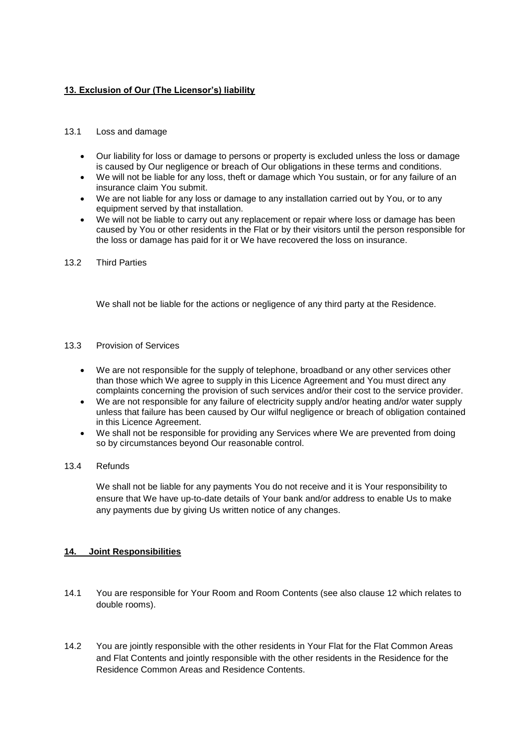## **13. Exclusion of Our (The Licensor's) liability**

13.1 Loss and damage

- Our liability for loss or damage to persons or property is excluded unless the loss or damage is caused by Our negligence or breach of Our obligations in these terms and conditions.
- We will not be liable for any loss, theft or damage which You sustain, or for any failure of an insurance claim You submit.
- We are not liable for any loss or damage to any installation carried out by You, or to any equipment served by that installation.
- We will not be liable to carry out any replacement or repair where loss or damage has been caused by You or other residents in the Flat or by their visitors until the person responsible for the loss or damage has paid for it or We have recovered the loss on insurance.

13.2 Third Parties

We shall not be liable for the actions or negligence of any third party at the Residence.

13.3 Provision of Services

- We are not responsible for the supply of telephone, broadband or any other services other than those which We agree to supply in this Licence Agreement and You must direct any complaints concerning the provision of such services and/or their cost to the service provider.
- We are not responsible for any failure of electricity supply and/or heating and/or water supply unless that failure has been caused by Our wilful negligence or breach of obligation contained in this Licence Agreement.
- We shall not be responsible for providing any Services where We are prevented from doing so by circumstances beyond Our reasonable control.

13.4 Refunds

We shall not be liable for any payments You do not receive and it is Your responsibility to ensure that We have up-to-date details of Your bank and/or address to enable Us to make any payments due by giving Us written notice of any changes.

## **14. Joint Responsibilities**

14.1 You are responsible for Your Room and Room Contents (see also clause 12 which relates to double rooms).

14.2 You are jointly responsible with the other residents in Your Flat for the Flat Common Areas and Flat Contents and jointly responsible with the other residents in the Residence for the Residence Common Areas and Residence Contents.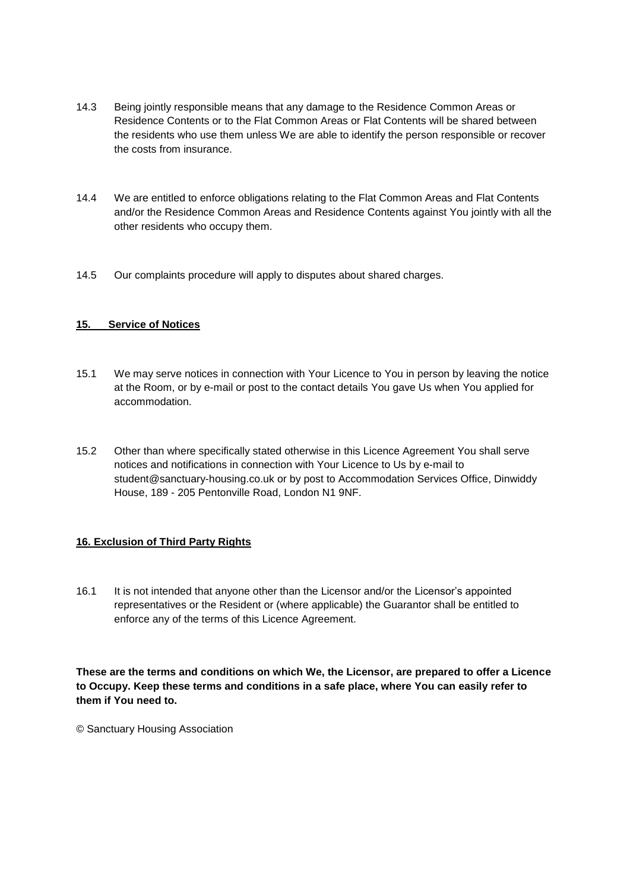14.3 Being jointly responsible means that any damage to the Residence Common Areas or Residence Contents or to the Flat Common Areas or Flat Contents will be shared between the residents who use them unless We are able to identify the person responsible or recover the costs from insurance.

14.4 We are entitled to enforce obligations relating to the Flat Common Areas and Flat Contents and/or the Residence Common Areas and Residence Contents against You jointly with all the other residents who occupy them.

14.5 Our complaints procedure will apply to disputes about shared charges.

**15. Service of Notices**

15.1 We may serve notices in connection with Your Licence to You in person by leaving the notice at the Room, or by e-mail or post to the contact details You gave Us when You applied for accommodation.

15.2 Other than where specifically stated otherwise in this Licence Agreement You shall serve notices and notifications in connection with Your Licence to Us by e-mail to student@sanctuary-housing.co.uk or by post to Accommodation Services Office, Dinwiddy House, 189 - 205 Pentonville Road, London N1 9NF.

**16. Exclusion of Third Party Rights**

16.1 It is not intended that anyone other than the Licensor and/or the Licensor's appointed representatives or the Resident or (where applicable) the Guarantor shall be entitled to enforce any of the terms of this Licence Agreement.

**These are the terms and conditions on which We, the Licensor, are prepared to offer a Licence to Occupy. Keep these terms and conditions in a safe place, where You can easily refer to them if You need to.**

© Sanctuary Housing Association